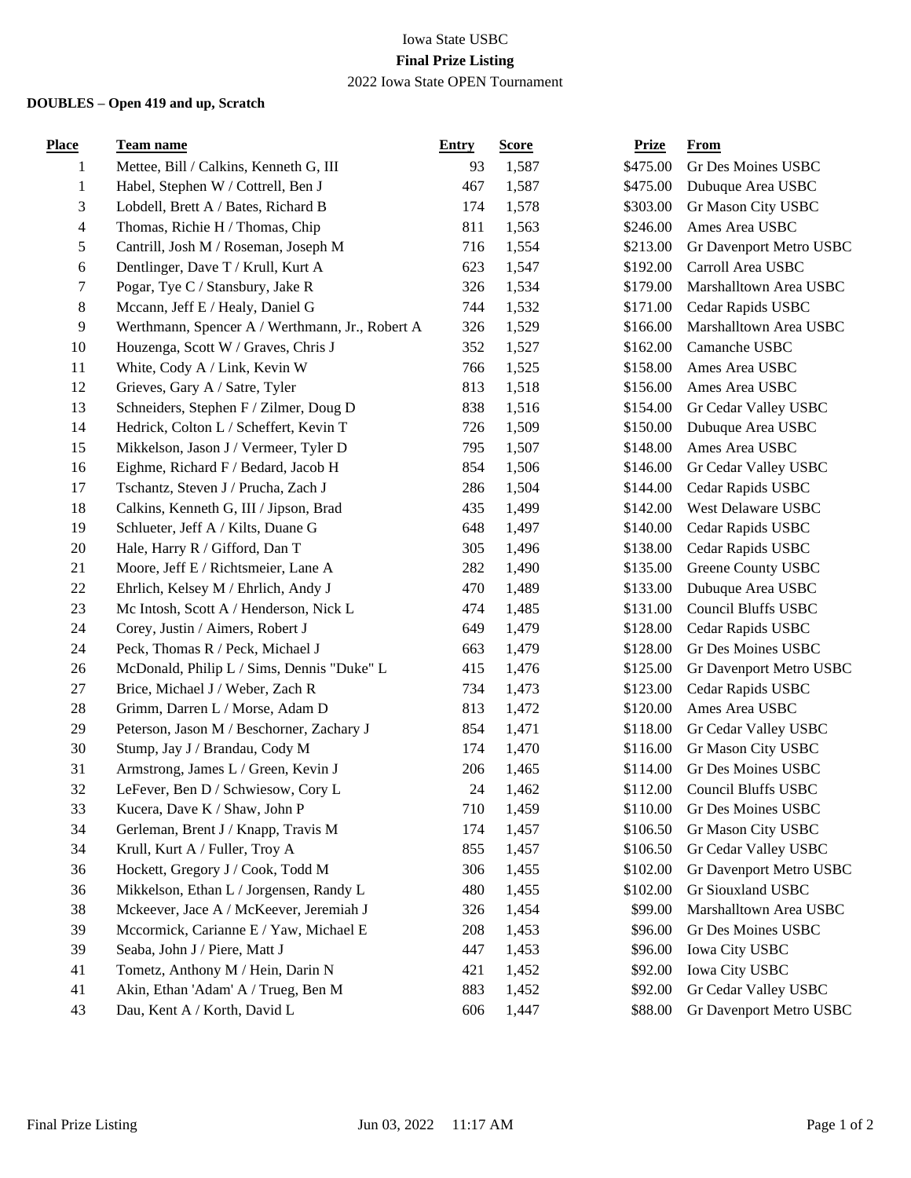Iowa State USBC

**Final Prize Listing**

2022 Iowa State OPEN Tournament

**DOUBLES – Open 419 and up, Scratch**

| Place | Team name | Entry | Score | Prize | From |
|---|---|---|---|---|---|
| 1 | Mettee, Bill / Calkins, Kenneth G, III | 93 | 1,587 | $475.00 | Gr Des Moines USBC |
| 1 | Habel, Stephen W / Cottrell, Ben J | 467 | 1,587 | $475.00 | Dubuque Area USBC |
| 3 | Lobdell, Brett A / Bates, Richard B | 174 | 1,578 | $303.00 | Gr Mason City USBC |
| 4 | Thomas, Richie H / Thomas, Chip | 811 | 1,563 | $246.00 | Ames Area USBC |
| 5 | Cantrill, Josh M / Roseman, Joseph M | 716 | 1,554 | $213.00 | Gr Davenport Metro USBC |
| 6 | Dentlinger, Dave T / Krull, Kurt A | 623 | 1,547 | $192.00 | Carroll Area USBC |
| 7 | Pogar, Tye C / Stansbury, Jake R | 326 | 1,534 | $179.00 | Marshalltown Area USBC |
| 8 | Mccann, Jeff E / Healy, Daniel G | 744 | 1,532 | $171.00 | Cedar Rapids USBC |
| 9 | Werthmann, Spencer A / Werthmann, Jr., Robert A | 326 | 1,529 | $166.00 | Marshalltown Area USBC |
| 10 | Houzenga, Scott W / Graves, Chris J | 352 | 1,527 | $162.00 | Camanche USBC |
| 11 | White, Cody A / Link, Kevin W | 766 | 1,525 | $158.00 | Ames Area USBC |
| 12 | Grieves, Gary A / Satre, Tyler | 813 | 1,518 | $156.00 | Ames Area USBC |
| 13 | Schneiders, Stephen F / Zilmer, Doug D | 838 | 1,516 | $154.00 | Gr Cedar Valley USBC |
| 14 | Hedrick, Colton L / Scheffert, Kevin T | 726 | 1,509 | $150.00 | Dubuque Area USBC |
| 15 | Mikkelson, Jason J / Vermeer, Tyler D | 795 | 1,507 | $148.00 | Ames Area USBC |
| 16 | Eighme, Richard F / Bedard, Jacob H | 854 | 1,506 | $146.00 | Gr Cedar Valley USBC |
| 17 | Tschantz, Steven J / Prucha, Zach J | 286 | 1,504 | $144.00 | Cedar Rapids USBC |
| 18 | Calkins, Kenneth G, III / Jipson, Brad | 435 | 1,499 | $142.00 | West Delaware USBC |
| 19 | Schlueter, Jeff A / Kilts, Duane G | 648 | 1,497 | $140.00 | Cedar Rapids USBC |
| 20 | Hale, Harry R / Gifford, Dan T | 305 | 1,496 | $138.00 | Cedar Rapids USBC |
| 21 | Moore, Jeff E / Richtsmeier, Lane A | 282 | 1,490 | $135.00 | Greene County USBC |
| 22 | Ehrlich, Kelsey M / Ehrlich, Andy J | 470 | 1,489 | $133.00 | Dubuque Area USBC |
| 23 | Mc Intosh, Scott A / Henderson, Nick L | 474 | 1,485 | $131.00 | Council Bluffs USBC |
| 24 | Corey, Justin / Aimers, Robert J | 649 | 1,479 | $128.00 | Cedar Rapids USBC |
| 24 | Peck, Thomas R / Peck, Michael J | 663 | 1,479 | $128.00 | Gr Des Moines USBC |
| 26 | McDonald, Philip L / Sims, Dennis "Duke" L | 415 | 1,476 | $125.00 | Gr Davenport Metro USBC |
| 27 | Brice, Michael J / Weber, Zach R | 734 | 1,473 | $123.00 | Cedar Rapids USBC |
| 28 | Grimm, Darren L / Morse, Adam D | 813 | 1,472 | $120.00 | Ames Area USBC |
| 29 | Peterson, Jason M / Beschorner, Zachary J | 854 | 1,471 | $118.00 | Gr Cedar Valley USBC |
| 30 | Stump, Jay J / Brandau, Cody M | 174 | 1,470 | $116.00 | Gr Mason City USBC |
| 31 | Armstrong, James L / Green, Kevin J | 206 | 1,465 | $114.00 | Gr Des Moines USBC |
| 32 | LeFever, Ben D / Schwiesow, Cory L | 24 | 1,462 | $112.00 | Council Bluffs USBC |
| 33 | Kucera, Dave K / Shaw, John P | 710 | 1,459 | $110.00 | Gr Des Moines USBC |
| 34 | Gerleman, Brent J / Knapp, Travis M | 174 | 1,457 | $106.50 | Gr Mason City USBC |
| 34 | Krull, Kurt A / Fuller, Troy A | 855 | 1,457 | $106.50 | Gr Cedar Valley USBC |
| 36 | Hockett, Gregory J / Cook, Todd M | 306 | 1,455 | $102.00 | Gr Davenport Metro USBC |
| 36 | Mikkelson, Ethan L / Jorgensen, Randy L | 480 | 1,455 | $102.00 | Gr Siouxland USBC |
| 38 | Mckeever, Jace A / McKeever, Jeremiah J | 326 | 1,454 | $99.00 | Marshalltown Area USBC |
| 39 | Mccormick, Carianne E / Yaw, Michael E | 208 | 1,453 | $96.00 | Gr Des Moines USBC |
| 39 | Seaba, John J / Piere, Matt J | 447 | 1,453 | $96.00 | Iowa City USBC |
| 41 | Tometz, Anthony M / Hein, Darin N | 421 | 1,452 | $92.00 | Iowa City USBC |
| 41 | Akin, Ethan 'Adam' A / Trueg, Ben M | 883 | 1,452 | $92.00 | Gr Cedar Valley USBC |
| 43 | Dau, Kent A / Korth, David L | 606 | 1,447 | $88.00 | Gr Davenport Metro USBC |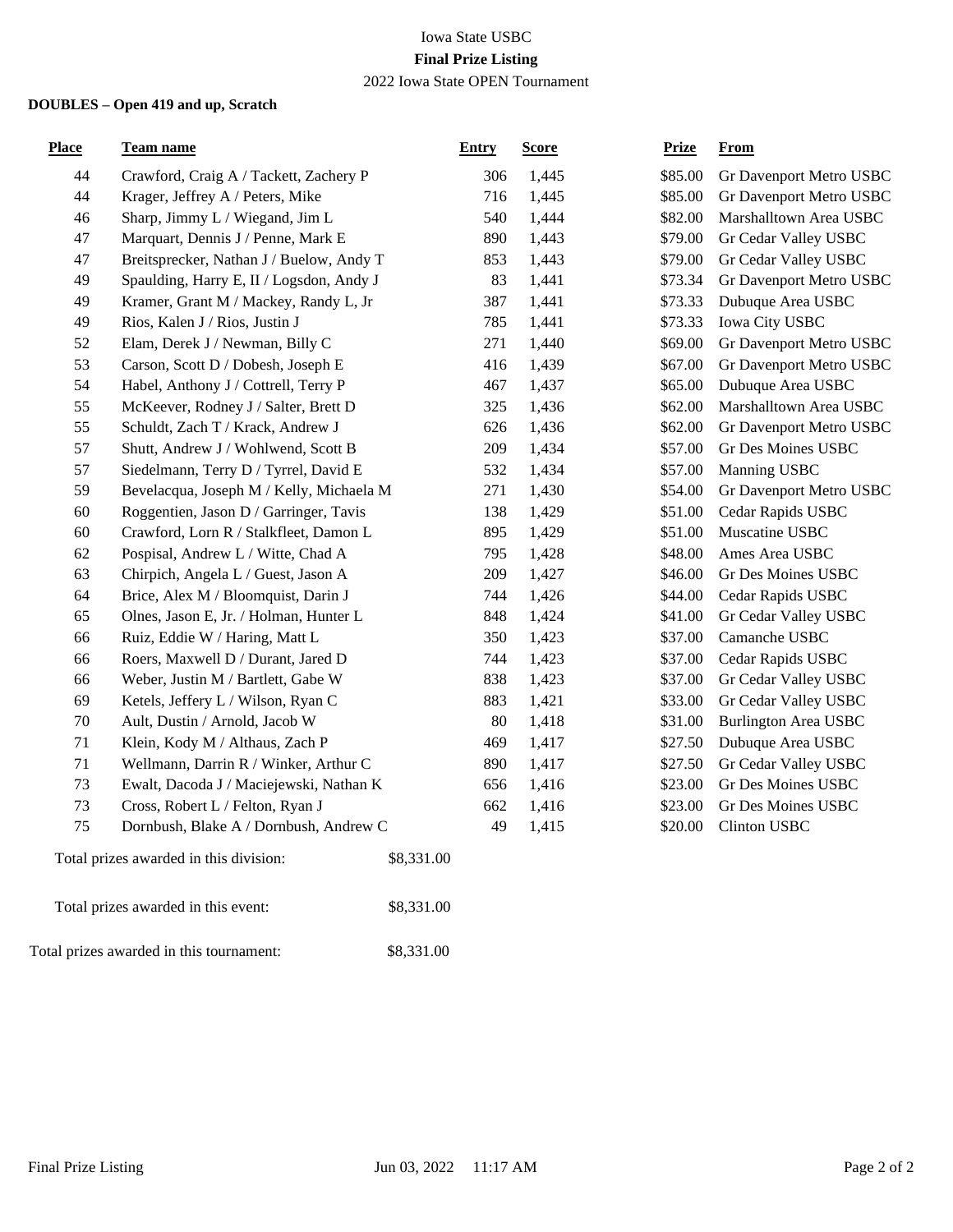Iowa State USBC

**Final Prize Listing**

2022 Iowa State OPEN Tournament

**DOUBLES – Open 419 and up, Scratch**

| Place | Team name | Entry | Score | Prize | From |
|---|---|---|---|---|---|
| 44 | Crawford, Craig A / Tackett, Zachery P | 306 | 1,445 | $85.00 | Gr Davenport Metro USBC |
| 44 | Krager, Jeffrey A / Peters, Mike | 716 | 1,445 | $85.00 | Gr Davenport Metro USBC |
| 46 | Sharp, Jimmy L / Wiegand, Jim L | 540 | 1,444 | $82.00 | Marshalltown Area USBC |
| 47 | Marquart, Dennis J / Penne, Mark E | 890 | 1,443 | $79.00 | Gr Cedar Valley USBC |
| 47 | Breitsprecker, Nathan J / Buelow, Andy T | 853 | 1,443 | $79.00 | Gr Cedar Valley USBC |
| 49 | Spaulding, Harry E, II / Logsdon, Andy J | 83 | 1,441 | $73.34 | Gr Davenport Metro USBC |
| 49 | Kramer, Grant M / Mackey, Randy L, Jr | 387 | 1,441 | $73.33 | Dubuque Area USBC |
| 49 | Rios, Kalen J / Rios, Justin J | 785 | 1,441 | $73.33 | Iowa City USBC |
| 52 | Elam, Derek J / Newman, Billy C | 271 | 1,440 | $69.00 | Gr Davenport Metro USBC |
| 53 | Carson, Scott D / Dobesh, Joseph E | 416 | 1,439 | $67.00 | Gr Davenport Metro USBC |
| 54 | Habel, Anthony J / Cottrell, Terry P | 467 | 1,437 | $65.00 | Dubuque Area USBC |
| 55 | McKeever, Rodney J / Salter, Brett D | 325 | 1,436 | $62.00 | Marshalltown Area USBC |
| 55 | Schuldt, Zach T / Krack, Andrew J | 626 | 1,436 | $62.00 | Gr Davenport Metro USBC |
| 57 | Shutt, Andrew J / Wohlwend, Scott B | 209 | 1,434 | $57.00 | Gr Des Moines USBC |
| 57 | Siedelmann, Terry D / Tyrrel, David E | 532 | 1,434 | $57.00 | Manning USBC |
| 59 | Bevelacqua, Joseph M / Kelly, Michaela M | 271 | 1,430 | $54.00 | Gr Davenport Metro USBC |
| 60 | Roggentien, Jason D / Garringer, Tavis | 138 | 1,429 | $51.00 | Cedar Rapids USBC |
| 60 | Crawford, Lorn R / Stalkfleet, Damon L | 895 | 1,429 | $51.00 | Muscatine USBC |
| 62 | Pospisal, Andrew L / Witte, Chad A | 795 | 1,428 | $48.00 | Ames Area USBC |
| 63 | Chirpich, Angela L / Guest, Jason A | 209 | 1,427 | $46.00 | Gr Des Moines USBC |
| 64 | Brice, Alex M / Bloomquist, Darin J | 744 | 1,426 | $44.00 | Cedar Rapids USBC |
| 65 | Olnes, Jason E, Jr. / Holman, Hunter L | 848 | 1,424 | $41.00 | Gr Cedar Valley USBC |
| 66 | Ruiz, Eddie W / Haring, Matt L | 350 | 1,423 | $37.00 | Camanche USBC |
| 66 | Roers, Maxwell D / Durant, Jared D | 744 | 1,423 | $37.00 | Cedar Rapids USBC |
| 66 | Weber, Justin M / Bartlett, Gabe W | 838 | 1,423 | $37.00 | Gr Cedar Valley USBC |
| 69 | Ketels, Jeffery L / Wilson, Ryan C | 883 | 1,421 | $33.00 | Gr Cedar Valley USBC |
| 70 | Ault, Dustin / Arnold, Jacob W | 80 | 1,418 | $31.00 | Burlington Area USBC |
| 71 | Klein, Kody M / Althaus, Zach P | 469 | 1,417 | $27.50 | Dubuque Area USBC |
| 71 | Wellmann, Darrin R / Winker, Arthur C | 890 | 1,417 | $27.50 | Gr Cedar Valley USBC |
| 73 | Ewalt, Dacoda J / Maciejewski, Nathan K | 656 | 1,416 | $23.00 | Gr Des Moines USBC |
| 73 | Cross, Robert L / Felton, Ryan J | 662 | 1,416 | $23.00 | Gr Des Moines USBC |
| 75 | Dornbush, Blake A / Dornbush, Andrew C | 49 | 1,415 | $20.00 | Clinton USBC |

Total prizes awarded in this division: $8,331.00

Total prizes awarded in this event: $8,331.00

Total prizes awarded in this tournament: $8,331.00